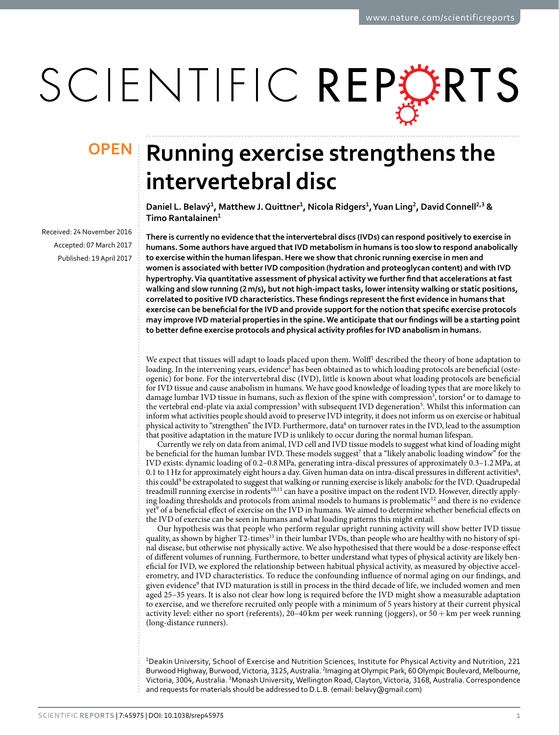# Running exercise strengthens the intervertebral disc

**Daniel L. Belavý[1], Matthew J. Quittner[1], Nicola Ridgers[1], Yuan Ling[2], David Connell[2,3] & Timo Rantalainen[1]**

Received: 24 November 2016
Accepted: 07 March 2017
Published: 19 April 2017

**There is currently no evidence that the intervertebral discs (IVDs) can respond positively to exercise in humans. Some authors have argued that IVD metabolism in humans is too slow to respond anabolically to exercise within the human lifespan. Here we show that chronic running exercise in men and women is associated with better IVD composition (hydration and proteoglycan content) and with IVD hypertrophy. Via quantitative assessment of physical activity we further find that accelerations at fast walking and slow running (2 m/s), but not high-impact tasks, lower intensity walking or static positions, correlated to positive IVD characteristics. These findings represent the first evidence in humans that exercise can be beneficial for the IVD and provide support for the notion that specific exercise protocols may improve IVD material properties in the spine. We anticipate that our findings will be a starting point to better define exercise protocols and physical activity profiles for IVD anabolism in humans.**

We expect that tissues will adapt to loads placed upon them. Wolff[1] described the theory of bone adaptation to loading. In the intervening years, evidence[2] has been obtained as to which loading protocols are beneficial (osteogenic) for bone. For the intervertebral disc (IVD), little is known about what loading protocols are beneficial for IVD tissue and cause anabolism in humans. We have good knowledge of loading types that are more likely to damage lumbar IVD tissue in humans, such as flexion of the spine with compression[3], torsion[4] or to damage to the vertebral end-plate via axial compression[3] with subsequent IVD degeneration[5]. Whilst this information can inform what activities people should avoid to preserve IVD integrity, it does not inform us on exercise or habitual physical activity to "strengthen" the IVD. Furthermore, data[6] on turnover rates in the IVD, lead to the assumption that positive adaptation in the mature IVD is unlikely to occur during the normal human lifespan.

Currently we rely on data from animal, IVD cell and IVD tissue models to suggest what kind of loading might be beneficial for the human lumbar IVD. These models suggest[7] that a "likely anabolic loading window" for the IVD exists: dynamic loading of 0.2–0.8 MPa, generating intra-discal pressures of approximately 0.3–1.2 MPa, at 0.1 to 1 Hz for approximately eight hours a day. Given human data on intra-discal pressures in different activities[8], this could[9] be extrapolated to suggest that walking or running exercise is likely anabolic for the IVD. Quadrupedal treadmill running exercise in rodents[10,11] can have a positive impact on the rodent IVD. However, directly applying loading thresholds and protocols from animal models to humans is problematic[12] and there is no evidence yet[9] of a beneficial effect of exercise on the IVD in humans. We aimed to determine whether beneficial effects on the IVD of exercise can be seen in humans and what loading patterns this might entail.

Our hypothesis was that people who perform regular upright running activity will show better IVD tissue quality, as shown by higher T2-times[13] in their lumbar IVDs, than people who are healthy with no history of spinal disease, but otherwise not physically active. We also hypothesised that there would be a dose-response effect of different volumes of running. Furthermore, to better understand what types of physical activity are likely beneficial for IVD, we explored the relationship between habitual physical activity, as measured by objective accelerometry, and IVD characteristics. To reduce the confounding influence of normal aging on our findings, and given evidence[9] that IVD maturation is still in process in the third decade of life, we included women and men aged 25–35 years. It is also not clear how long is required before the IVD might show a measurable adaptation to exercise, and we therefore recruited only people with a minimum of 5 years history at their current physical activity level: either no sport (referents), 20–40 km per week running (joggers), or 50 + km per week running (long-distance runners).

[1]Deakin University, School of Exercise and Nutrition Sciences, Institute for Physical Activity and Nutrition, 221 Burwood Highway, Burwood, Victoria, 3125, Australia. [2]Imaging at Olympic Park, 60 Olympic Boulevard, Melbourne, Victoria, 3004, Australia. [3]Monash University, Wellington Road, Clayton, Victoria, 3168, Australia. Correspondence and requests for materials should be addressed to D.L.B. (email: belavy@gmail.com)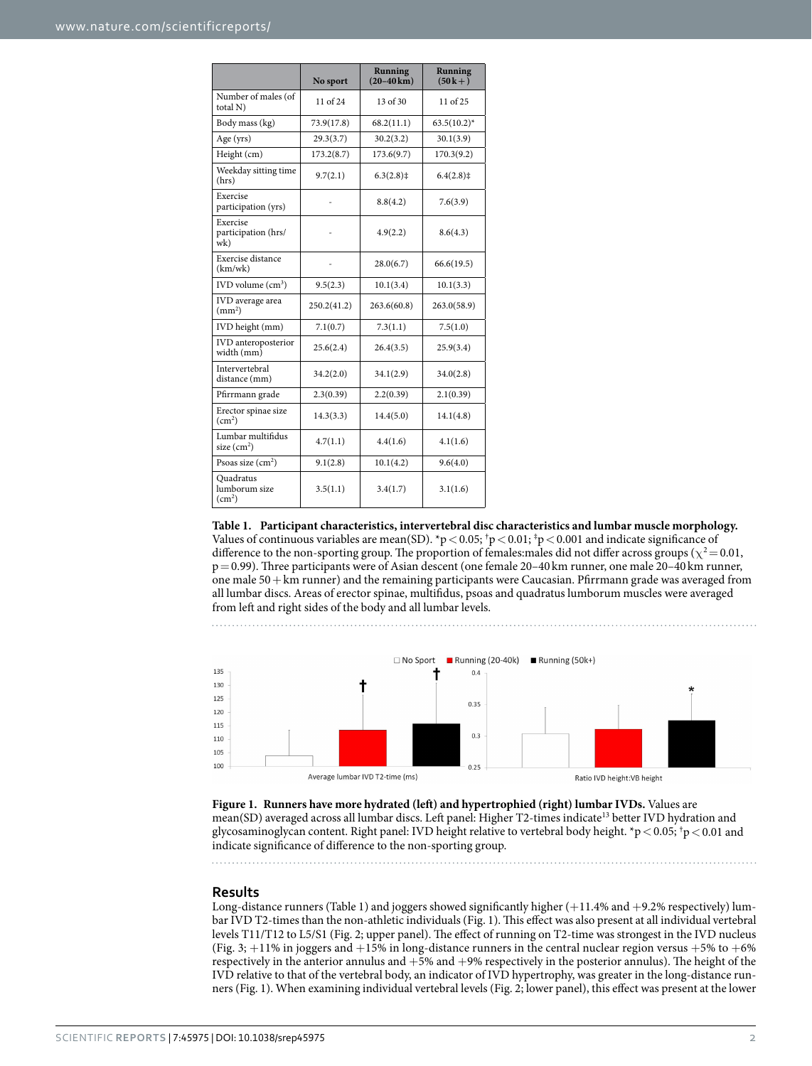|  | No sport | Running (20–40 km) | Running (50 k+) |
|---|---|---|---|
| Number of males (of total N) | 11 of 24 | 13 of 30 | 11 of 25 |
| Body mass (kg) | 73.9(17.8) | 68.2(11.1) | 63.5(10.2)* |
| Age (yrs) | 29.3(3.7) | 30.2(3.2) | 30.1(3.9) |
| Height (cm) | 173.2(8.7) | 173.6(9.7) | 170.3(9.2) |
| Weekday sitting time (hrs) | 9.7(2.1) | 6.3(2.8)‡ | 6.4(2.8)‡ |
| Exercise participation (yrs) | - | 8.8(4.2) | 7.6(3.9) |
| Exercise participation (hrs/wk) | - | 4.9(2.2) | 8.6(4.3) |
| Exercise distance (km/wk) | - | 28.0(6.7) | 66.6(19.5) |
| IVD volume ($cm^3$) | 9.5(2.3) | 10.1(3.4) | 10.1(3.3) |
| IVD average area ($mm^2$) | 250.2(41.2) | 263.6(60.8) | 263.0(58.9) |
| IVD height (mm) | 7.1(0.7) | 7.3(1.1) | 7.5(1.0) |
| IVD anteroposterior width (mm) | 25.6(2.4) | 26.4(3.5) | 25.9(3.4) |
| Intervertebral distance (mm) | 34.2(2.0) | 34.1(2.9) | 34.0(2.8) |
| Pfirrmann grade | 2.3(0.39) | 2.2(0.39) | 2.1(0.39) |
| Erector spinae size ($cm^2$) | 14.3(3.3) | 14.4(5.0) | 14.1(4.8) |
| Lumbar multifidus size ($cm^2$) | 4.7(1.1) | 4.4(1.6) | 4.1(1.6) |
| Psoas size ($cm^2$) | 9.1(2.8) | 10.1(4.2) | 9.6(4.0) |
| Quadratus lumborum size ($cm^2$) | 3.5(1.1) | 3.4(1.7) | 3.1(1.6) |

**Table 1. Participant characteristics, intervertebral disc characteristics and lumbar muscle morphology.** Values of continuous variables are mean(SD). *$p < 0.05$; †$p < 0.01$; ‡$p < 0.001$ and indicate significance of difference to the non-sporting group. The proportion of females:males did not differ across groups ($\chi^2 = 0.01$, $p = 0.99$). Three participants were of Asian descent (one female 20–40 km runner, one male 20–40 km runner, one male 50+ km runner) and the remaining participants were Caucasian. Pfirrmann grade was averaged from all lumbar discs. Areas of erector spinae, multifidus, psoas and quadratus lumborum muscles were averaged from left and right sides of the body and all lumbar levels.

**Figure 1. Runners have more hydrated (left) and hypertrophied (right) lumbar IVDs.** Values are mean(SD) averaged across all lumbar discs. Left panel: Higher T2-times indicate[13] better IVD hydration and glycosaminoglycan content. Right panel: IVD height relative to vertebral body height. *$p < 0.05$; †$p < 0.01$ and indicate significance of difference to the non-sporting group.

## Results

Long-distance runners (Table 1) and joggers showed significantly higher (+11.4% and +9.2% respectively) lumbar IVD T2-times than the non-athletic individuals (Fig. 1). This effect was also present at all individual vertebral levels T11/T12 to L5/S1 (Fig. 2; upper panel). The effect of running on T2-time was strongest in the IVD nucleus (Fig. 3; +11% in joggers and +15% in long-distance runners in the central nuclear region versus +5% to +6% respectively in the anterior annulus and +5% and +9% respectively in the posterior annulus). The height of the IVD relative to that of the vertebral body, an indicator of IVD hypertrophy, was greater in the long-distance runners (Fig. 1). When examining individual vertebral levels (Fig. 2; lower panel), this effect was present at the lower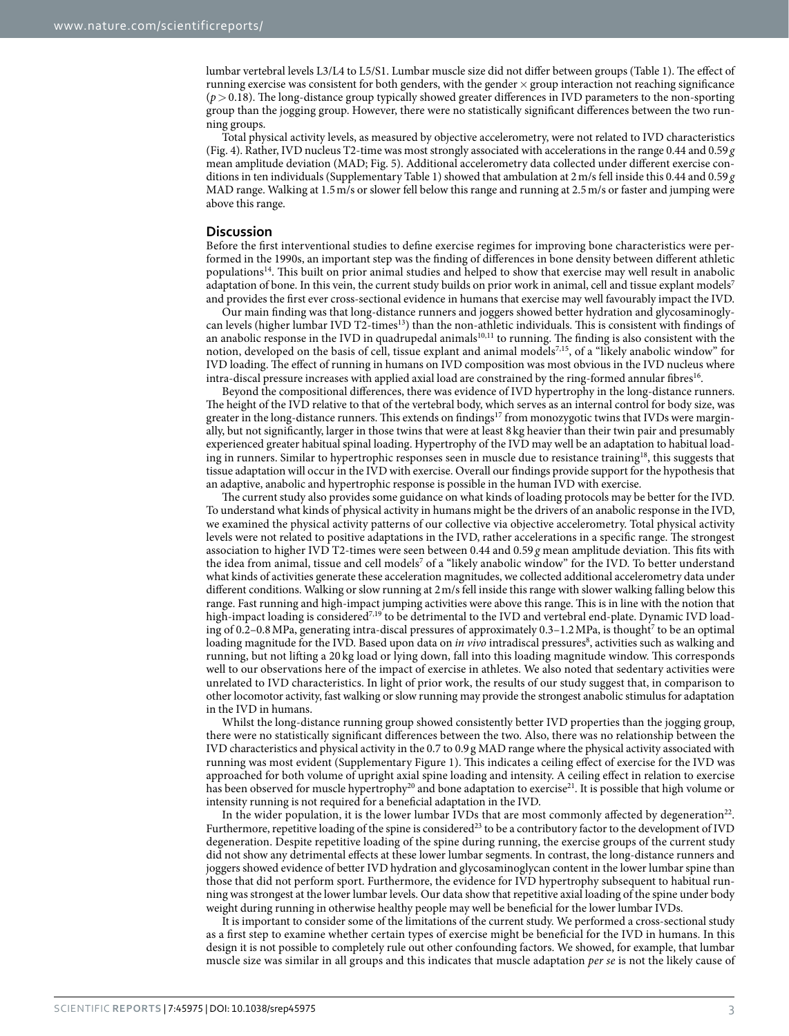lumbar vertebral levels L3/L4 to L5/S1. Lumbar muscle size did not differ between groups (Table 1). The effect of running exercise was consistent for both genders, with the gender × group interaction not reaching significance ($p > 0.18$). The long-distance group typically showed greater differences in IVD parameters to the non-sporting group than the jogging group. However, there were no statistically significant differences between the two running groups.

Total physical activity levels, as measured by objective accelerometry, were not related to IVD characteristics (Fig. 4). Rather, IVD nucleus T2-time was most strongly associated with accelerations in the range 0.44 and 0.59 *g* mean amplitude deviation (MAD; Fig. 5). Additional accelerometry data collected under different exercise conditions in ten individuals (Supplementary Table 1) showed that ambulation at 2 m/s fell inside this 0.44 and 0.59 *g* MAD range. Walking at 1.5 m/s or slower fell below this range and running at 2.5 m/s or faster and jumping were above this range.

## Discussion

Before the first interventional studies to define exercise regimes for improving bone characteristics were performed in the 1990s, an important step was the finding of differences in bone density between different athletic populations[14]. This built on prior animal studies and helped to show that exercise may well result in anabolic adaptation of bone. In this vein, the current study builds on prior work in animal, cell and tissue explant models[7] and provides the first ever cross-sectional evidence in humans that exercise may well favourably impact the IVD.

Our main finding was that long-distance runners and joggers showed better hydration and glycosaminoglycan levels (higher lumbar IVD T2-times[13]) than the non-athletic individuals. This is consistent with findings of an anabolic response in the IVD in quadrupedal animals[10,11] to running. The finding is also consistent with the notion, developed on the basis of cell, tissue explant and animal models[7,15], of a "likely anabolic window" for IVD loading. The effect of running in humans on IVD composition was most obvious in the IVD nucleus where intra-discal pressure increases with applied axial load are constrained by the ring-formed annular fibres[16].

Beyond the compositional differences, there was evidence of IVD hypertrophy in the long-distance runners. The height of the IVD relative to that of the vertebral body, which serves as an internal control for body size, was greater in the long-distance runners. This extends on findings[17] from monozygotic twins that IVDs were marginally, but not significantly, larger in those twins that were at least 8 kg heavier than their twin pair and presumably experienced greater habitual spinal loading. Hypertrophy of the IVD may well be an adaptation to habitual loading in runners. Similar to hypertrophic responses seen in muscle due to resistance training[18], this suggests that tissue adaptation will occur in the IVD with exercise. Overall our findings provide support for the hypothesis that an adaptive, anabolic and hypertrophic response is possible in the human IVD with exercise.

The current study also provides some guidance on what kinds of loading protocols may be better for the IVD. To understand what kinds of physical activity in humans might be the drivers of an anabolic response in the IVD, we examined the physical activity patterns of our collective via objective accelerometry. Total physical activity levels were not related to positive adaptations in the IVD, rather accelerations in a specific range. The strongest association to higher IVD T2-times were seen between 0.44 and 0.59 *g* mean amplitude deviation. This fits with the idea from animal, tissue and cell models[7] of a "likely anabolic window" for the IVD. To better understand what kinds of activities generate these acceleration magnitudes, we collected additional accelerometry data under different conditions. Walking or slow running at 2 m/s fell inside this range with slower walking falling below this range. Fast running and high-impact jumping activities were above this range. This is in line with the notion that high-impact loading is considered[7,19] to be detrimental to the IVD and vertebral end-plate. Dynamic IVD loading of 0.2–0.8 MPa, generating intra-discal pressures of approximately 0.3–1.2 MPa, is thought[7] to be an optimal loading magnitude for the IVD. Based upon data on *in vivo* intradiscal pressures[8], activities such as walking and running, but not lifting a 20 kg load or lying down, fall into this loading magnitude window. This corresponds well to our observations here of the impact of exercise in athletes. We also noted that sedentary activities were unrelated to IVD characteristics. In light of prior work, the results of our study suggest that, in comparison to other locomotor activity, fast walking or slow running may provide the strongest anabolic stimulus for adaptation in the IVD in humans.

Whilst the long-distance running group showed consistently better IVD properties than the jogging group, there were no statistically significant differences between the two. Also, there was no relationship between the IVD characteristics and physical activity in the 0.7 to 0.9 g MAD range where the physical activity associated with running was most evident (Supplementary Figure 1). This indicates a ceiling effect of exercise for the IVD was approached for both volume of upright axial spine loading and intensity. A ceiling effect in relation to exercise has been observed for muscle hypertrophy[20] and bone adaptation to exercise[21]. It is possible that high volume or intensity running is not required for a beneficial adaptation in the IVD.

In the wider population, it is the lower lumbar IVDs that are most commonly affected by degeneration[22]. Furthermore, repetitive loading of the spine is considered[23] to be a contributory factor to the development of IVD degeneration. Despite repetitive loading of the spine during running, the exercise groups of the current study did not show any detrimental effects at these lower lumbar segments. In contrast, the long-distance runners and joggers showed evidence of better IVD hydration and glycosaminoglycan content in the lower lumbar spine than those that did not perform sport. Furthermore, the evidence for IVD hypertrophy subsequent to habitual running was strongest at the lower lumbar levels. Our data show that repetitive axial loading of the spine under body weight during running in otherwise healthy people may well be beneficial for the lower lumbar IVDs.

It is important to consider some of the limitations of the current study. We performed a cross-sectional study as a first step to examine whether certain types of exercise might be beneficial for the IVD in humans. In this design it is not possible to completely rule out other confounding factors. We showed, for example, that lumbar muscle size was similar in all groups and this indicates that muscle adaptation *per se* is not the likely cause of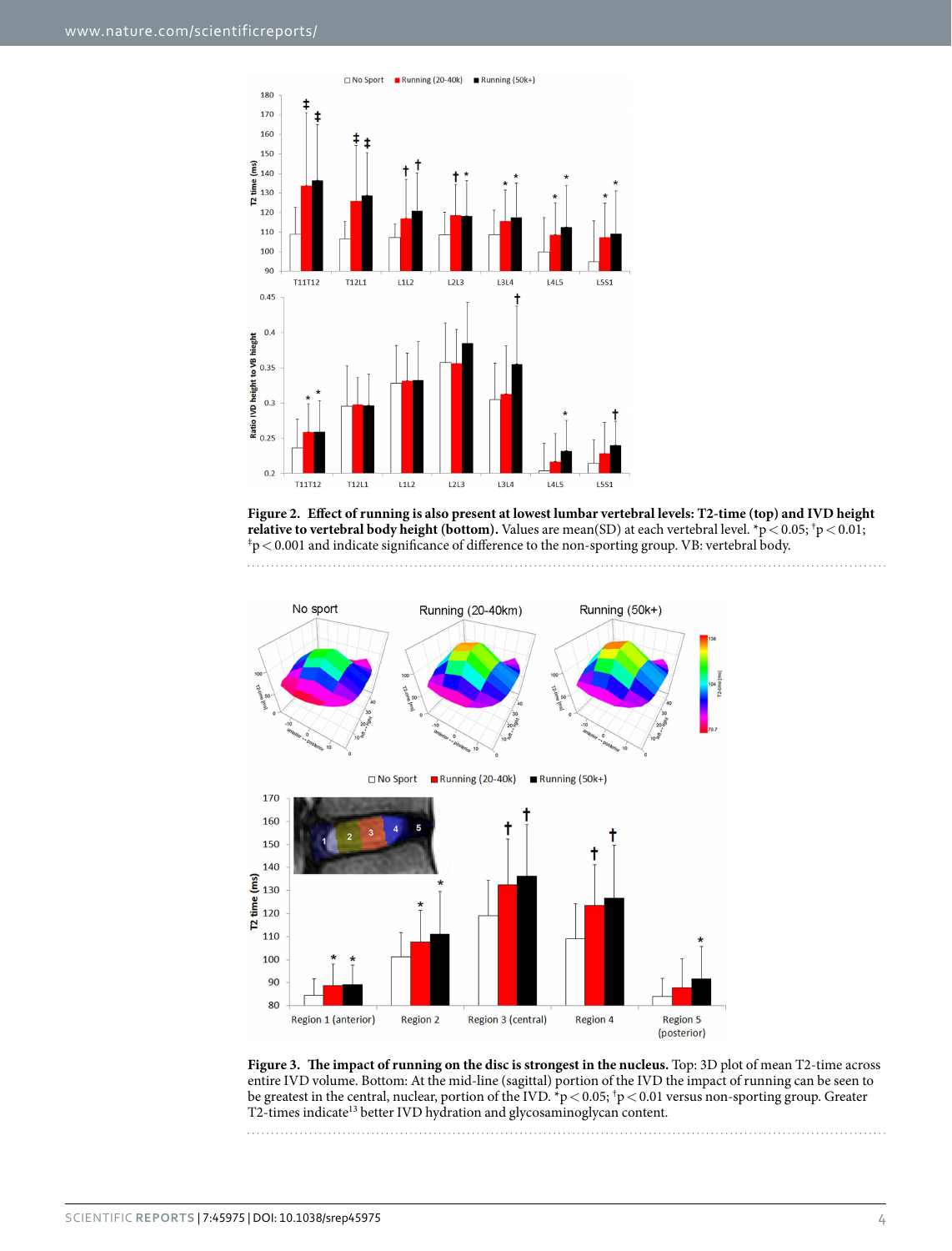**Figure 2. Effect of running is also present at lowest lumbar vertebral levels: T2-time (top) and IVD height relative to vertebral body height (bottom).** Values are mean(SD) at each vertebral level. $^{*}p < 0.05$; $^{\dagger}p < 0.01$; $^{\ddagger}p < 0.001$ and indicate significance of difference to the non-sporting group. VB: vertebral body.

**Figure 3. The impact of running on the disc is strongest in the nucleus.** Top: 3D plot of mean T2-time across entire IVD volume. Bottom: At the mid-line (sagittal) portion of the IVD the impact of running can be seen to be greatest in the central, nuclear, portion of the IVD. $^{*}p < 0.05$; $^{\dagger}p < 0.01$ versus non-sporting group. Greater T2-times indicate[13] better IVD hydration and glycosaminoglycan content.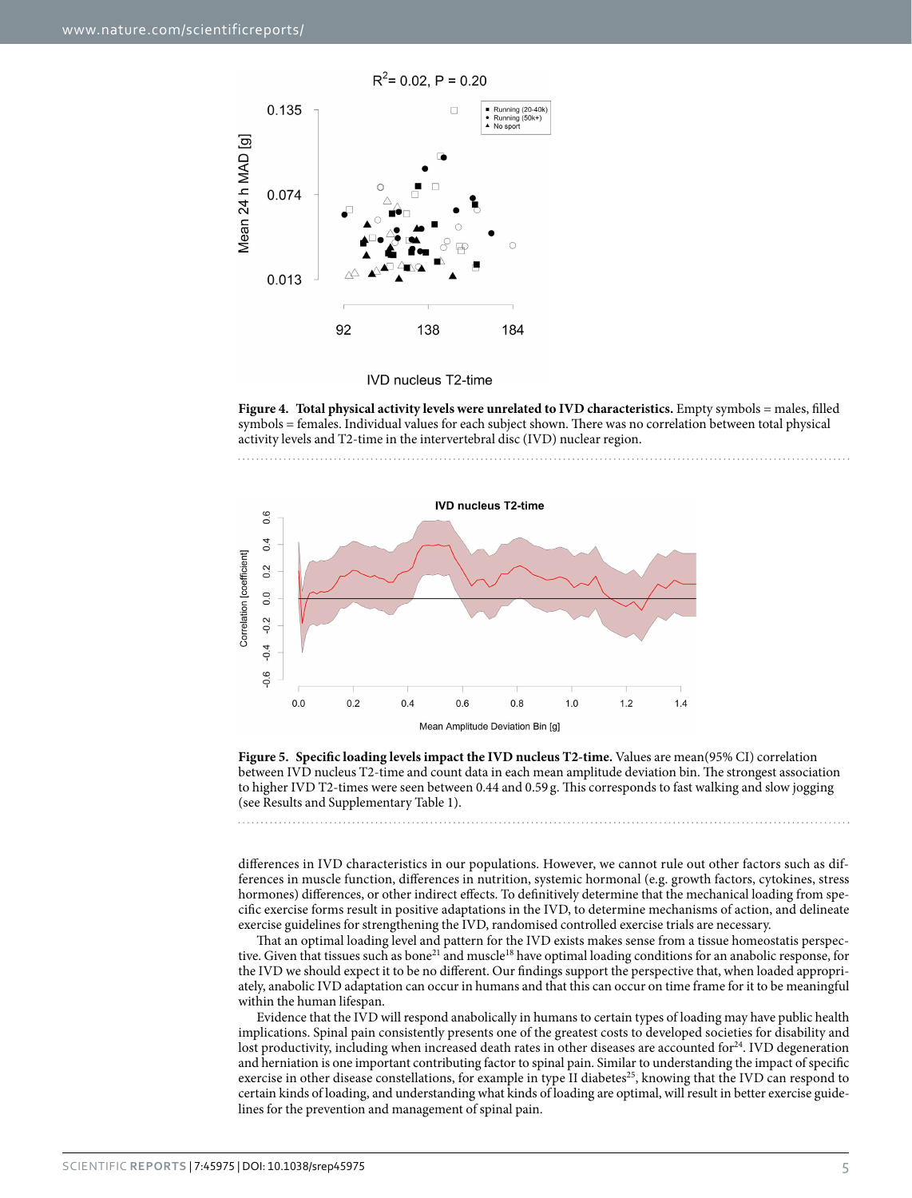**Figure 4. Total physical activity levels were unrelated to IVD characteristics.** Empty symbols = males, filled symbols = females. Individual values for each subject shown. There was no correlation between total physical activity levels and T2-time in the intervertebral disc (IVD) nuclear region.

**Figure 5. Specific loading levels impact the IVD nucleus T2-time.** Values are mean(95% CI) correlation between IVD nucleus T2-time and count data in each mean amplitude deviation bin. The strongest association to higher IVD T2-times were seen between 0.44 and 0.59 g. This corresponds to fast walking and slow jogging (see Results and Supplementary Table 1).

differences in IVD characteristics in our populations. However, we cannot rule out other factors such as differences in muscle function, differences in nutrition, systemic hormonal (e.g. growth factors, cytokines, stress hormones) differences, or other indirect effects. To definitively determine that the mechanical loading from specific exercise forms result in positive adaptations in the IVD, to determine mechanisms of action, and delineate exercise guidelines for strengthening the IVD, randomised controlled exercise trials are necessary.

That an optimal loading level and pattern for the IVD exists makes sense from a tissue homeostatis perspective. Given that tissues such as bone[21] and muscle[18] have optimal loading conditions for an anabolic response, for the IVD we should expect it to be no different. Our findings support the perspective that, when loaded appropriately, anabolic IVD adaptation can occur in humans and that this can occur on time frame for it to be meaningful within the human lifespan.

Evidence that the IVD will respond anabolically in humans to certain types of loading may have public health implications. Spinal pain consistently presents one of the greatest costs to developed societies for disability and lost productivity, including when increased death rates in other diseases are accounted for[24]. IVD degeneration and herniation is one important contributing factor to spinal pain. Similar to understanding the impact of specific exercise in other disease constellations, for example in type II diabetes[25], knowing that the IVD can respond to certain kinds of loading, and understanding what kinds of loading are optimal, will result in better exercise guidelines for the prevention and management of spinal pain.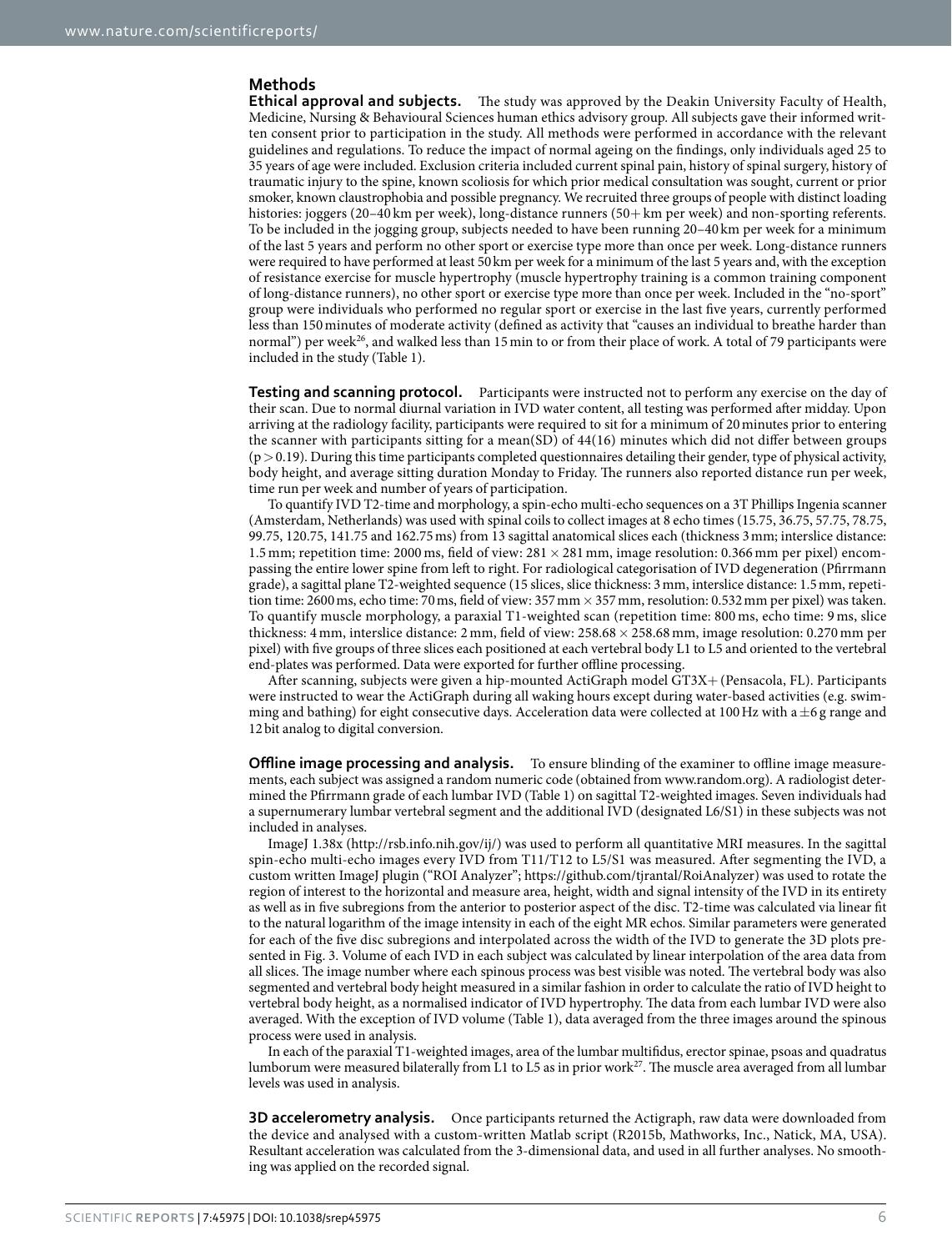## Methods

**Ethical approval and subjects.** The study was approved by the Deakin University Faculty of Health, Medicine, Nursing & Behavioural Sciences human ethics advisory group. All subjects gave their informed written consent prior to participation in the study. All methods were performed in accordance with the relevant guidelines and regulations. To reduce the impact of normal ageing on the findings, only individuals aged 25 to 35 years of age were included. Exclusion criteria included current spinal pain, history of spinal surgery, history of traumatic injury to the spine, known scoliosis for which prior medical consultation was sought, current or prior smoker, known claustrophobia and possible pregnancy. We recruited three groups of people with distinct loading histories: joggers (20–40 km per week), long-distance runners (50+ km per week) and non-sporting referents. To be included in the jogging group, subjects needed to have been running 20–40 km per week for a minimum of the last 5 years and perform no other sport or exercise type more than once per week. Long-distance runners were required to have performed at least 50 km per week for a minimum of the last 5 years and, with the exception of resistance exercise for muscle hypertrophy (muscle hypertrophy training is a common training component of long-distance runners), no other sport or exercise type more than once per week. Included in the "no-sport" group were individuals who performed no regular sport or exercise in the last five years, currently performed less than 150 minutes of moderate activity (defined as activity that "causes an individual to breathe harder than normal") per week[26], and walked less than 15 min to or from their place of work. A total of 79 participants were included in the study (Table 1).

**Testing and scanning protocol.** Participants were instructed not to perform any exercise on the day of their scan. Due to normal diurnal variation in IVD water content, all testing was performed after midday. Upon arriving at the radiology facility, participants were required to sit for a minimum of 20 minutes prior to entering the scanner with participants sitting for a mean(SD) of 44(16) minutes which did not differ between groups ($p > 0.19$). During this time participants completed questionnaires detailing their gender, type of physical activity, body height, and average sitting duration Monday to Friday. The runners also reported distance run per week, time run per week and number of years of participation.

To quantify IVD T2-time and morphology, a spin-echo multi-echo sequences on a 3T Phillips Ingenia scanner (Amsterdam, Netherlands) was used with spinal coils to collect images at 8 echo times (15.75, 36.75, 57.75, 78.75, 99.75, 120.75, 141.75 and 162.75 ms) from 13 sagittal anatomical slices each (thickness 3 mm; interslice distance: 1.5 mm; repetition time: 2000 ms, field of view: 281 × 281 mm, image resolution: 0.366 mm per pixel) encompassing the entire lower spine from left to right. For radiological categorisation of IVD degeneration (Pfirrmann grade), a sagittal plane T2-weighted sequence (15 slices, slice thickness: 3 mm, interslice distance: 1.5 mm, repetition time: 2600 ms, echo time: 70 ms, field of view: 357 mm × 357 mm, resolution: 0.532 mm per pixel) was taken. To quantify muscle morphology, a paraxial T1-weighted scan (repetition time: 800 ms, echo time: 9 ms, slice thickness: 4 mm, interslice distance: 2 mm, field of view: 258.68 × 258.68 mm, image resolution: 0.270 mm per pixel) with five groups of three slices each positioned at each vertebral body L1 to L5 and oriented to the vertebral end-plates was performed. Data were exported for further offline processing.

After scanning, subjects were given a hip-mounted ActiGraph model GT3X+ (Pensacola, FL). Participants were instructed to wear the ActiGraph during all waking hours except during water-based activities (e.g. swimming and bathing) for eight consecutive days. Acceleration data were collected at 100 Hz with a ±6 g range and 12 bit analog to digital conversion.

**Offline image processing and analysis.** To ensure blinding of the examiner to offline image measurements, each subject was assigned a random numeric code (obtained from www.random.org). A radiologist determined the Pfirrmann grade of each lumbar IVD (Table 1) on sagittal T2-weighted images. Seven individuals had a supernumerary lumbar vertebral segment and the additional IVD (designated L6/S1) in these subjects was not included in analyses.

ImageJ 1.38x (http://rsb.info.nih.gov/ij/) was used to perform all quantitative MRI measures. In the sagittal spin-echo multi-echo images every IVD from T11/T12 to L5/S1 was measured. After segmenting the IVD, a custom written ImageJ plugin ("ROI Analyzer"; https://github.com/tjrantal/RoiAnalyzer) was used to rotate the region of interest to the horizontal and measure area, height, width and signal intensity of the IVD in its entirety as well as in five subregions from the anterior to posterior aspect of the disc. T2-time was calculated via linear fit to the natural logarithm of the image intensity in each of the eight MR echos. Similar parameters were generated for each of the five disc subregions and interpolated across the width of the IVD to generate the 3D plots presented in Fig. 3. Volume of each IVD in each subject was calculated by linear interpolation of the area data from all slices. The image number where each spinous process was best visible was noted. The vertebral body was also segmented and vertebral body height measured in a similar fashion in order to calculate the ratio of IVD height to vertebral body height, as a normalised indicator of IVD hypertrophy. The data from each lumbar IVD were also averaged. With the exception of IVD volume (Table 1), data averaged from the three images around the spinous process were used in analysis.

In each of the paraxial T1-weighted images, area of the lumbar multifidus, erector spinae, psoas and quadratus lumborum were measured bilaterally from L1 to L5 as in prior work[27]. The muscle area averaged from all lumbar levels was used in analysis.

**3D accelerometry analysis.** Once participants returned the Actigraph, raw data were downloaded from the device and analysed with a custom-written Matlab script (R2015b, Mathworks, Inc., Natick, MA, USA). Resultant acceleration was calculated from the 3-dimensional data, and used in all further analyses. No smoothing was applied on the recorded signal.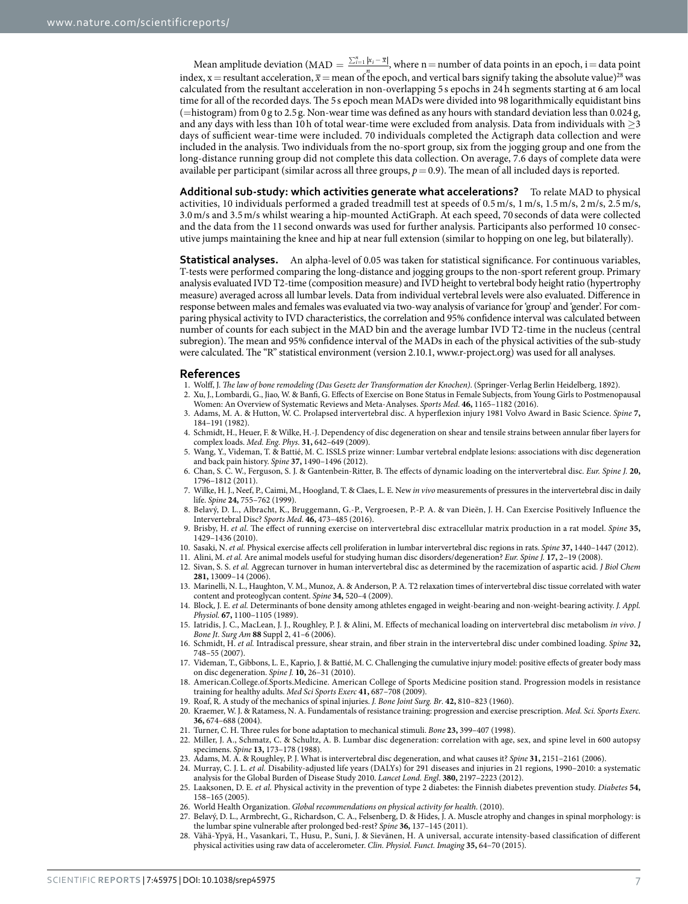Mean amplitude deviation ($\text{MAD} = \frac{\sum_{i=1}^{n} |x_i - \bar{x}|}{n}$, where n = number of data points in an epoch, i = data point index, x = resultant acceleration, $\bar{x}$ = mean of the epoch, and vertical bars signify taking the absolute value)[28] was calculated from the resultant acceleration in non-overlapping 5 s epochs in 24 h segments starting at 6 am local time for all of the recorded days. The 5 s epoch mean MADs were divided into 98 logarithmically equidistant bins (=histogram) from 0 g to 2.5 g. Non-wear time was defined as any hours with standard deviation less than 0.024 g, and any days with less than 10 h of total wear-time were excluded from analysis. Data from individuals with $\geq$3 days of sufficient wear-time were included. 70 individuals completed the Actigraph data collection and were included in the analysis. Two individuals from the no-sport group, six from the jogging group and one from the long-distance running group did not complete this data collection. On average, 7.6 days of complete data were available per participant (similar across all three groups, $p = 0.9$). The mean of all included days is reported.

**Additional sub-study: which activities generate what accelerations?** To relate MAD to physical activities, 10 individuals performed a graded treadmill test at speeds of 0.5 m/s, 1 m/s, 1.5 m/s, 2 m/s, 2.5 m/s, 3.0 m/s and 3.5 m/s whilst wearing a hip-mounted ActiGraph. At each speed, 70 seconds of data were collected and the data from the 11 second onwards was used for further analysis. Participants also performed 10 consecutive jumps maintaining the knee and hip at near full extension (similar to hopping on one leg, but bilaterally).

**Statistical analyses.** An alpha-level of 0.05 was taken for statistical significance. For continuous variables, T-tests were performed comparing the long-distance and jogging groups to the non-sport referent group. Primary analysis evaluated IVD T2-time (composition measure) and IVD height to vertebral body height ratio (hypertrophy measure) averaged across all lumbar levels. Data from individual vertebral levels were also evaluated. Difference in response between males and females was evaluated via two-way analysis of variance for 'group' and 'gender'. For comparing physical activity to IVD characteristics, the correlation and 95% confidence interval was calculated between number of counts for each subject in the MAD bin and the average lumbar IVD T2-time in the nucleus (central subregion). The mean and 95% confidence interval of the MADs in each of the physical activities of the sub-study were calculated. The "R" statistical environment (version 2.10.1, www.r-project.org) was used for all analyses.

## References

1. Wolff, J. *The law of bone remodeling (Das Gesetz der Transformation der Knochen)*. (Springer-Verlag Berlin Heidelberg, 1892).
2. Xu, J., Lombardi, G., Jiao, W. & Banfi, G. Effects of Exercise on Bone Status in Female Subjects, from Young Girls to Postmenopausal Women: An Overview of Systematic Reviews and Meta-Analyses. *Sports Med*. **46,** 1165–1182 (2016).
3. Adams, M. A. & Hutton, W. C. Prolapsed intervertebral disc. A hyperflexion injury 1981 Volvo Award in Basic Science. *Spine* **7,** 184–191 (1982).
4. Schmidt, H., Heuer, F. & Wilke, H.-J. Dependency of disc degeneration on shear and tensile strains between annular fiber layers for complex loads. *Med. Eng. Phys*. **31,** 642–649 (2009).
5. Wang, Y., Videman, T. & Battié, M. C. ISSLS prize winner: Lumbar vertebral endplate lesions: associations with disc degeneration and back pain history. *Spine* **37,** 1490–1496 (2012).
6. Chan, S. C. W., Ferguson, S. J. & Gantenbein-Ritter, B. The effects of dynamic loading on the intervertebral disc. *Eur. Spine J.* **20,** 1796–1812 (2011).
7. Wilke, H. J., Neef, P., Caimi, M., Hoogland, T. & Claes, L. E. New *in vivo* measurements of pressures in the intervertebral disc in daily life. *Spine* **24,** 755–762 (1999).
8. Belavý, D. L., Albracht, K., Bruggemann, G.-P., Vergroesen, P.-P. A. & van Dieën, J. H. Can Exercise Positively Influence the Intervertebral Disc? *Sports Med*. **46,** 473–485 (2016).
9. Brisby, H. *et al.* The effect of running exercise on intervertebral disc extracellular matrix production in a rat model. *Spine* **35,** 1429–1436 (2010).
10. Sasaki, N. *et al.* Physical exercise affects cell proliferation in lumbar intervertebral disc regions in rats. *Spine* **37,** 1440–1447 (2012).
11. Alini, M. *et al.* Are animal models useful for studying human disc disorders/degeneration? *Eur. Spine J.* **17,** 2–19 (2008).
12. Sivan, S. S. *et al.* Aggrecan turnover in human intervertebral disc as determined by the racemization of aspartic acid. *J Biol Chem* **281,** 13009–14 (2006).
13. Marinelli, N. L., Haughton, V. M., Munoz, A. & Anderson, P. A. T2 relaxation times of intervertebral disc tissue correlated with water content and proteoglycan content. *Spine* **34,** 520–4 (2009).
14. Block, J. E. *et al.* Determinants of bone density among athletes engaged in weight-bearing and non-weight-bearing activity. *J. Appl. Physiol.* **67,** 1100–1105 (1989).
15. Iatridis, J. C., MacLean, J. J., Roughley, P. J. & Alini, M. Effects of mechanical loading on intervertebral disc metabolism *in vivo*. *J Bone Jt. Surg Am* **88** Suppl 2, 41–6 (2006).
16. Schmidt, H. *et al.* Intradiscal pressure, shear strain, and fiber strain in the intervertebral disc under combined loading. *Spine* **32,** 748–55 (2007).
17. Videman, T., Gibbons, L. E., Kaprio, J. & Battié, M. C. Challenging the cumulative injury model: positive effects of greater body mass on disc degeneration. *Spine J.* **10,** 26–31 (2010).
18. American.College.of.Sports.Medicine. American College of Sports Medicine position stand. Progression models in resistance training for healthy adults. *Med Sci Sports Exerc* **41,** 687–708 (2009).
19. Roaf, R. A study of the mechanics of spinal injuries. *J. Bone Joint Surg. Br*. **42,** 810–823 (1960).
20. Kraemer, W. J. & Ratamess, N. A. Fundamentals of resistance training: progression and exercise prescription. *Med. Sci. Sports Exerc.* **36,** 674–688 (2004).
21. Turner, C. H. Three rules for bone adaptation to mechanical stimuli. *Bone* **23,** 399–407 (1998).
22. Miller, J. A., Schmatz, C. & Schultz, A. B. Lumbar disc degeneration: correlation with age, sex, and spine level in 600 autopsy specimens. *Spine* **13,** 173–178 (1988).
23. Adams, M. A. & Roughley, P. J. What is intervertebral disc degeneration, and what causes it? *Spine* **31,** 2151–2161 (2006).
24. Murray, C. J. L. *et al.* Disability-adjusted life years (DALYs) for 291 diseases and injuries in 21 regions, 1990–2010: a systematic analysis for the Global Burden of Disease Study 2010. *Lancet Lond. Engl*. **380,** 2197–2223 (2012).
25. Laaksonen, D. E. *et al.* Physical activity in the prevention of type 2 diabetes: the Finnish diabetes prevention study. *Diabetes* **54,** 158–165 (2005).
26. World Health Organization. *Global recommendations on physical activity for health*. (2010).
27. Belavý, D. L., Armbrecht, G., Richardson, C. A., Felsenberg, D. & Hides, J. A. Muscle atrophy and changes in spinal morphology: is the lumbar spine vulnerable after prolonged bed-rest? *Spine* **36,** 137–145 (2011).
28. Vähä-Ypyä, H., Vasankari, T., Husu, P., Suni, J. & Sievänen, H. A universal, accurate intensity-based classification of different physical activities using raw data of accelerometer. *Clin. Physiol. Funct. Imaging* **35,** 64–70 (2015).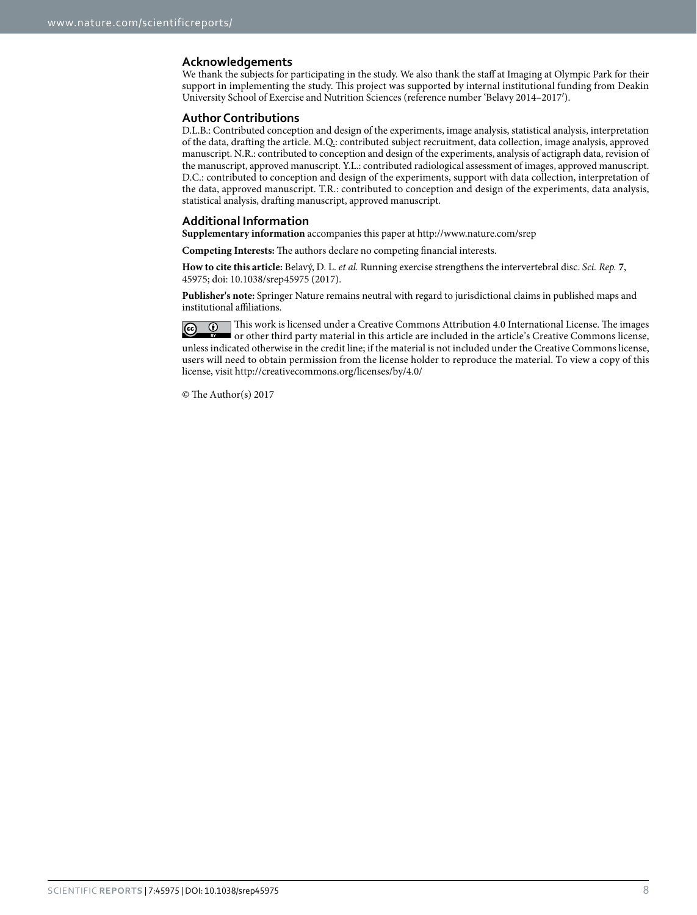## Acknowledgements

We thank the subjects for participating in the study. We also thank the staff at Imaging at Olympic Park for their support in implementing the study. This project was supported by internal institutional funding from Deakin University School of Exercise and Nutrition Sciences (reference number 'Belavy 2014–2017').

## Author Contributions

D.L.B.: Contributed conception and design of the experiments, image analysis, statistical analysis, interpretation of the data, drafting the article. M.Q.: contributed subject recruitment, data collection, image analysis, approved manuscript. N.R.: contributed to conception and design of the experiments, analysis of actigraph data, revision of the manuscript, approved manuscript. Y.L.: contributed radiological assessment of images, approved manuscript. D.C.: contributed to conception and design of the experiments, support with data collection, interpretation of the data, approved manuscript. T.R.: contributed to conception and design of the experiments, data analysis, statistical analysis, drafting manuscript, approved manuscript.

## Additional Information

**Supplementary information** accompanies this paper at http://www.nature.com/srep

**Competing Interests:** The authors declare no competing financial interests.

**How to cite this article:** Belavý, D. L. *et al.* Running exercise strengthens the intervertebral disc. *Sci. Rep.* **7**, 45975; doi: 10.1038/srep45975 (2017).

**Publisher's note:** Springer Nature remains neutral with regard to jurisdictional claims in published maps and institutional affiliations.

This work is licensed under a Creative Commons Attribution 4.0 International License. The images or other third party material in this article are included in the article's Creative Commons license, unless indicated otherwise in the credit line; if the material is not included under the Creative Commons license, users will need to obtain permission from the license holder to reproduce the material. To view a copy of this license, visit http://creativecommons.org/licenses/by/4.0/

© The Author(s) 2017